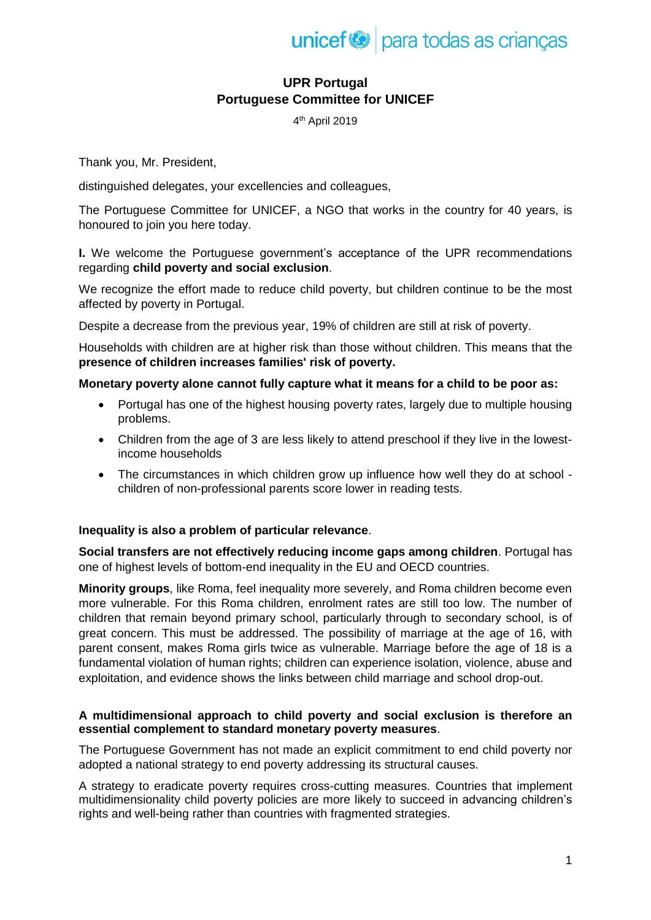# UPR Portugal
## Portuguese Committee for UNICEF

4th April 2019

Thank you, Mr. President,

distinguished delegates, your excellencies and colleagues,

The Portuguese Committee for UNICEF, a NGO that works in the country for 40 years, is honoured to join you here today.

**I.** We welcome the Portuguese government's acceptance of the UPR recommendations regarding **child poverty and social exclusion**.

We recognize the effort made to reduce child poverty, but children continue to be the most affected by poverty in Portugal.

Despite a decrease from the previous year, 19% of children are still at risk of poverty.

Households with children are at higher risk than those without children. This means that the **presence of children increases families' risk of poverty.**

**Monetary poverty alone cannot fully capture what it means for a child to be poor as:**

- Portugal has one of the highest housing poverty rates, largely due to multiple housing problems.
- Children from the age of 3 are less likely to attend preschool if they live in the lowest-income households
- The circumstances in which children grow up influence how well they do at school - children of non-professional parents score lower in reading tests.

**Inequality is also a problem of particular relevance**.

**Social transfers are not effectively reducing income gaps among children**. Portugal has one of highest levels of bottom-end inequality in the EU and OECD countries.

**Minority groups**, like Roma, feel inequality more severely, and Roma children become even more vulnerable. For this Roma children, enrolment rates are still too low. The number of children that remain beyond primary school, particularly through to secondary school, is of great concern. This must be addressed. The possibility of marriage at the age of 16, with parent consent, makes Roma girls twice as vulnerable. Marriage before the age of 18 is a fundamental violation of human rights; children can experience isolation, violence, abuse and exploitation, and evidence shows the links between child marriage and school drop-out.

**A multidimensional approach to child poverty and social exclusion is therefore an essential complement to standard monetary poverty measures**.

The Portuguese Government has not made an explicit commitment to end child poverty nor adopted a national strategy to end poverty addressing its structural causes.

A strategy to eradicate poverty requires cross-cutting measures. Countries that implement multidimensionality child poverty policies are more likely to succeed in advancing children's rights and well-being rather than countries with fragmented strategies.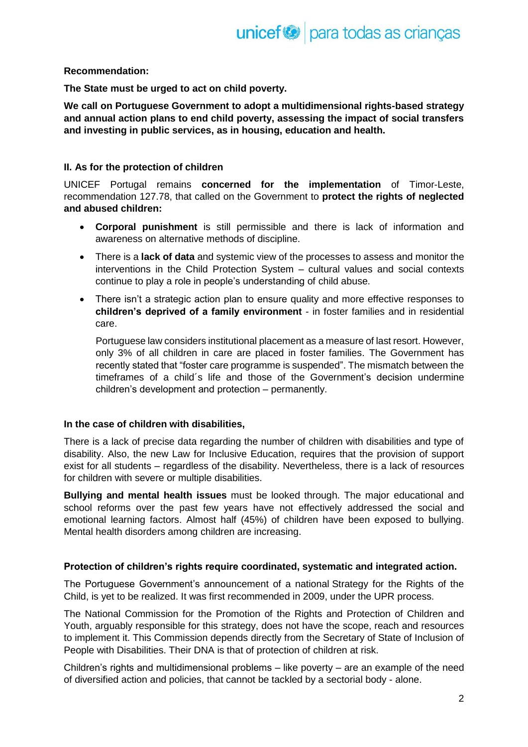**Recommendation:**

**The State must be urged to act on child poverty.**

**We call on Portuguese Government to adopt a multidimensional rights-based strategy and annual action plans to end child poverty, assessing the impact of social transfers and investing in public services, as in housing, education and health.**

**II. As for the protection of children**

UNICEF Portugal remains **concerned for the implementation** of Timor-Leste, recommendation 127.78, that called on the Government to **protect the rights of neglected and abused children:**

- **Corporal punishment** is still permissible and there is lack of information and awareness on alternative methods of discipline.
- There is a **lack of data** and systemic view of the processes to assess and monitor the interventions in the Child Protection System – cultural values and social contexts continue to play a role in people's understanding of child abuse.
- There isn't a strategic action plan to ensure quality and more effective responses to **children's deprived of a family environment** - in foster families and in residential care.

  Portuguese law considers institutional placement as a measure of last resort. However, only 3% of all children in care are placed in foster families. The Government has recently stated that "foster care programme is suspended". The mismatch between the timeframes of a child´s life and those of the Government's decision undermine children's development and protection – permanently.

**In the case of children with disabilities,**

There is a lack of precise data regarding the number of children with disabilities and type of disability. Also, the new Law for Inclusive Education, requires that the provision of support exist for all students – regardless of the disability. Nevertheless, there is a lack of resources for children with severe or multiple disabilities.

**Bullying and mental health issues** must be looked through. The major educational and school reforms over the past few years have not effectively addressed the social and emotional learning factors. Almost half (45%) of children have been exposed to bullying. Mental health disorders among children are increasing.

**Protection of children's rights require coordinated, systematic and integrated action.**

The Portuguese Government's announcement of a national Strategy for the Rights of the Child, is yet to be realized. It was first recommended in 2009, under the UPR process.

The National Commission for the Promotion of the Rights and Protection of Children and Youth, arguably responsible for this strategy, does not have the scope, reach and resources to implement it. This Commission depends directly from the Secretary of State of Inclusion of People with Disabilities. Their DNA is that of protection of children at risk.

Children's rights and multidimensional problems – like poverty – are an example of the need of diversified action and policies, that cannot be tackled by a sectorial body - alone.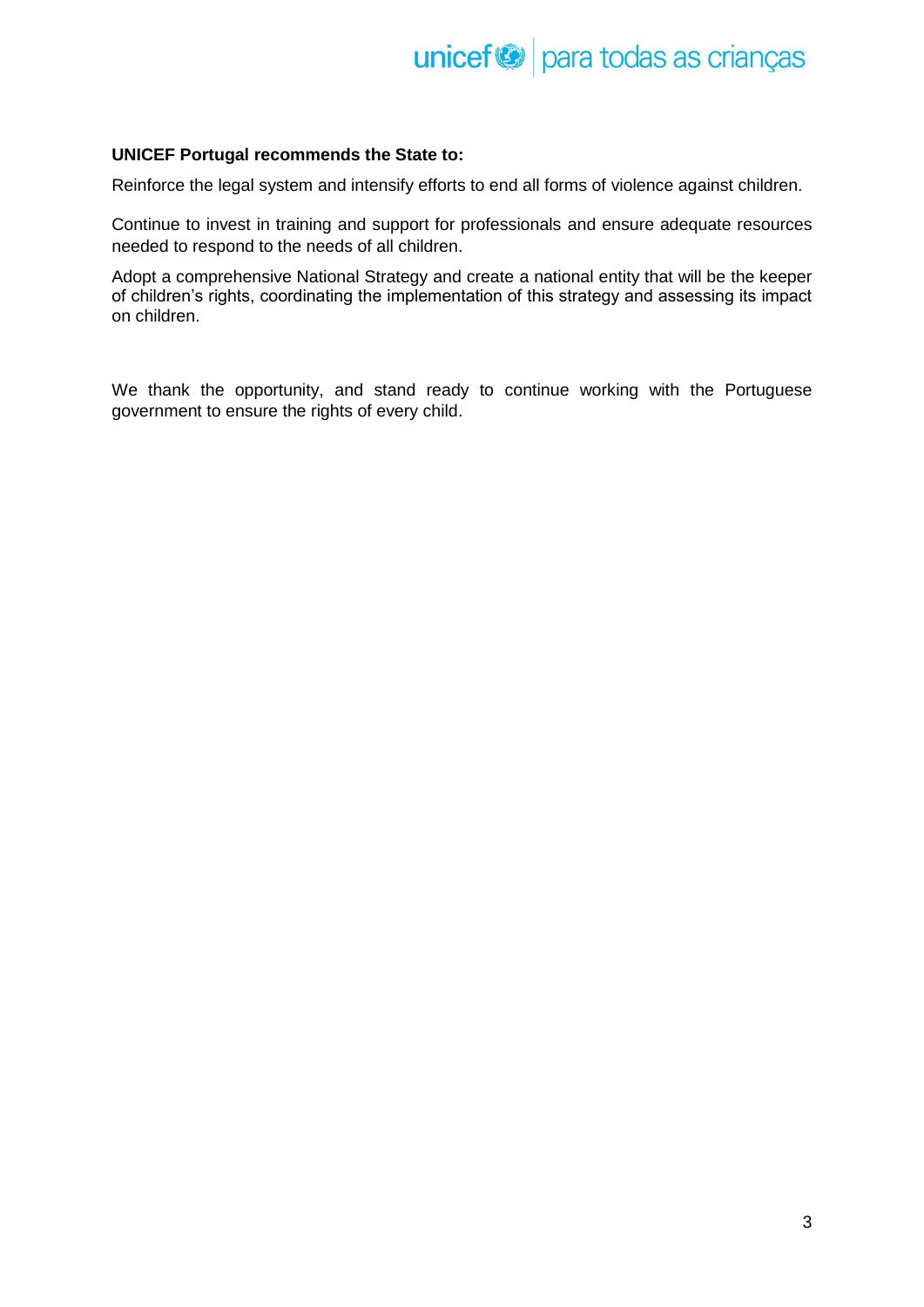**UNICEF Portugal recommends the State to:**

Reinforce the legal system and intensify efforts to end all forms of violence against children.

Continue to invest in training and support for professionals and ensure adequate resources needed to respond to the needs of all children.

Adopt a comprehensive National Strategy and create a national entity that will be the keeper of children's rights, coordinating the implementation of this strategy and assessing its impact on children.

We thank the opportunity, and stand ready to continue working with the Portuguese government to ensure the rights of every child.